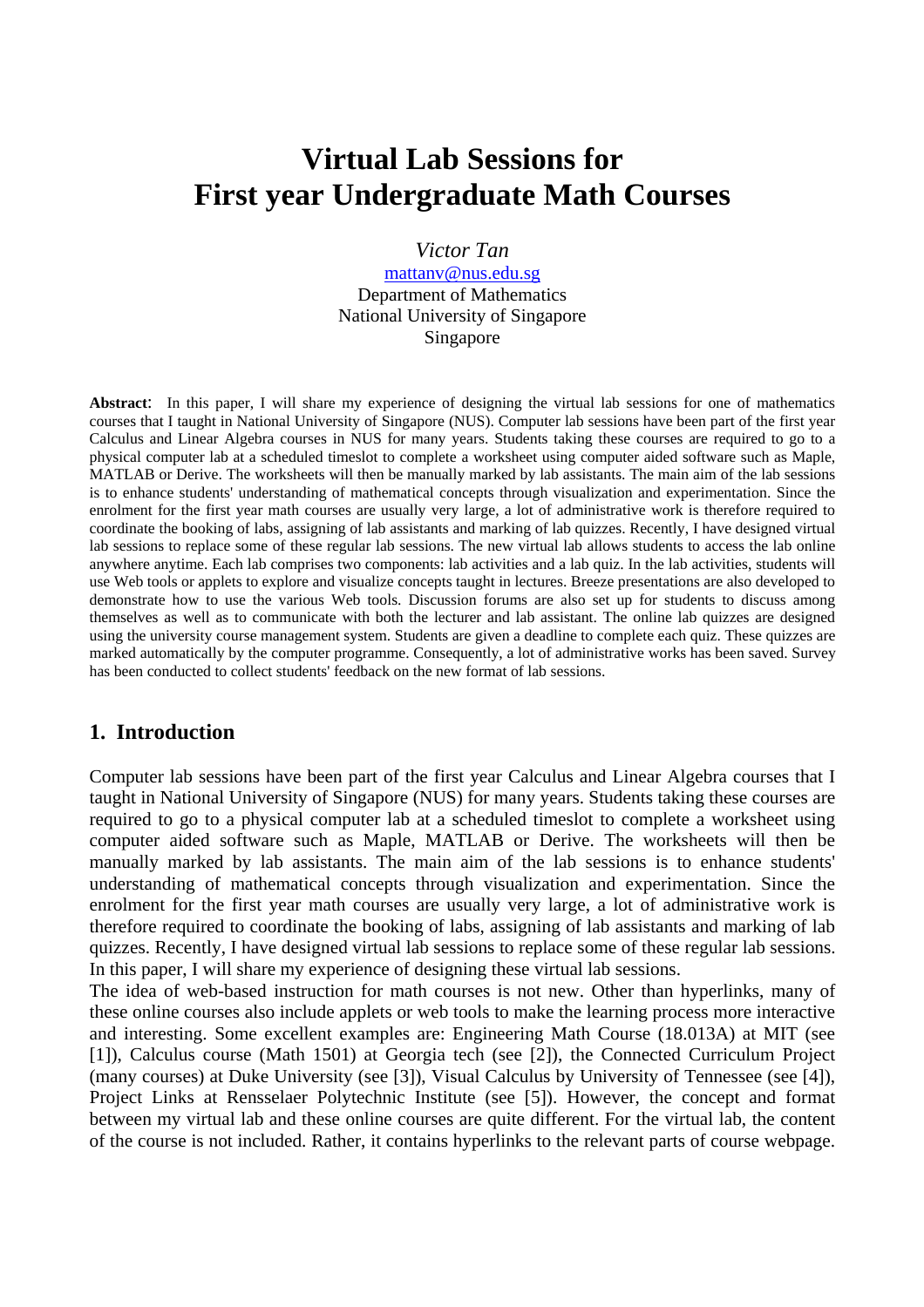# Virtual Lab Sessions for First year Undergraduate Math Courses

*Victor Tan*
mattanv@nus.edu.sg
Department of Mathematics
National University of Singapore
Singapore

**Abstract**: In this paper, I will share my experience of designing the virtual lab sessions for one of mathematics courses that I taught in National University of Singapore (NUS). Computer lab sessions have been part of the first year Calculus and Linear Algebra courses in NUS for many years. Students taking these courses are required to go to a physical computer lab at a scheduled timeslot to complete a worksheet using computer aided software such as Maple, MATLAB or Derive. The worksheets will then be manually marked by lab assistants. The main aim of the lab sessions is to enhance students' understanding of mathematical concepts through visualization and experimentation. Since the enrolment for the first year math courses are usually very large, a lot of administrative work is therefore required to coordinate the booking of labs, assigning of lab assistants and marking of lab quizzes. Recently, I have designed virtual lab sessions to replace some of these regular lab sessions. The new virtual lab allows students to access the lab online anywhere anytime. Each lab comprises two components: lab activities and a lab quiz. In the lab activities, students will use Web tools or applets to explore and visualize concepts taught in lectures. Breeze presentations are also developed to demonstrate how to use the various Web tools. Discussion forums are also set up for students to discuss among themselves as well as to communicate with both the lecturer and lab assistant. The online lab quizzes are designed using the university course management system. Students are given a deadline to complete each quiz. These quizzes are marked automatically by the computer programme. Consequently, a lot of administrative works has been saved. Survey has been conducted to collect students' feedback on the new format of lab sessions.

## 1. Introduction

Computer lab sessions have been part of the first year Calculus and Linear Algebra courses that I taught in National University of Singapore (NUS) for many years. Students taking these courses are required to go to a physical computer lab at a scheduled timeslot to complete a worksheet using computer aided software such as Maple, MATLAB or Derive. The worksheets will then be manually marked by lab assistants. The main aim of the lab sessions is to enhance students' understanding of mathematical concepts through visualization and experimentation. Since the enrolment for the first year math courses are usually very large, a lot of administrative work is therefore required to coordinate the booking of labs, assigning of lab assistants and marking of lab quizzes. Recently, I have designed virtual lab sessions to replace some of these regular lab sessions. In this paper, I will share my experience of designing these virtual lab sessions.
The idea of web-based instruction for math courses is not new. Other than hyperlinks, many of these online courses also include applets or web tools to make the learning process more interactive and interesting. Some excellent examples are: Engineering Math Course (18.013A) at MIT (see [1]), Calculus course (Math 1501) at Georgia tech (see [2]), the Connected Curriculum Project (many courses) at Duke University (see [3]), Visual Calculus by University of Tennessee (see [4]), Project Links at Rensselaer Polytechnic Institute (see [5]). However, the concept and format between my virtual lab and these online courses are quite different. For the virtual lab, the content of the course is not included. Rather, it contains hyperlinks to the relevant parts of course webpage.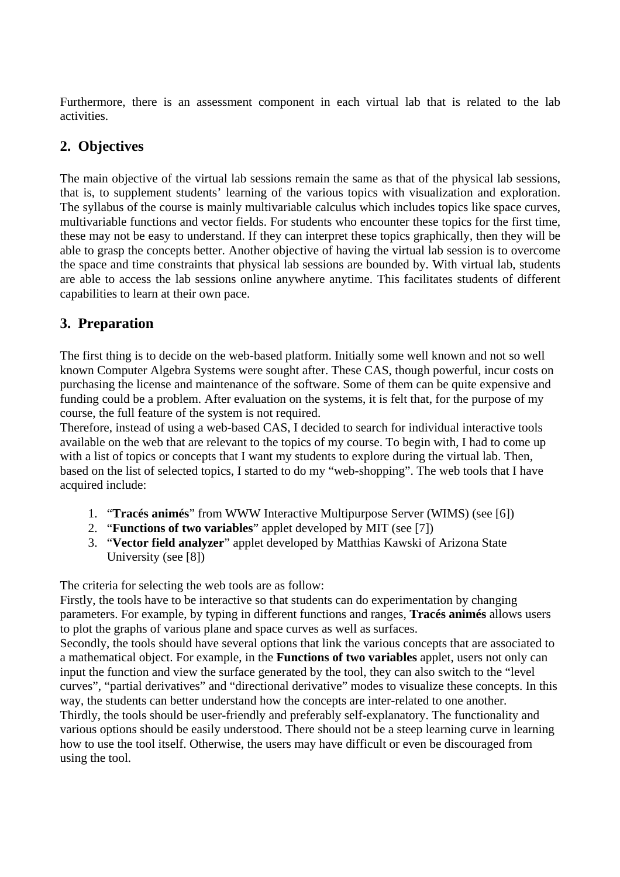Furthermore, there is an assessment component in each virtual lab that is related to the lab activities.

## 2. Objectives

The main objective of the virtual lab sessions remain the same as that of the physical lab sessions, that is, to supplement students' learning of the various topics with visualization and exploration. The syllabus of the course is mainly multivariable calculus which includes topics like space curves, multivariable functions and vector fields. For students who encounter these topics for the first time, these may not be easy to understand. If they can interpret these topics graphically, then they will be able to grasp the concepts better. Another objective of having the virtual lab session is to overcome the space and time constraints that physical lab sessions are bounded by. With virtual lab, students are able to access the lab sessions online anywhere anytime. This facilitates students of different capabilities to learn at their own pace.

## 3. Preparation

The first thing is to decide on the web-based platform. Initially some well known and not so well known Computer Algebra Systems were sought after. These CAS, though powerful, incur costs on purchasing the license and maintenance of the software. Some of them can be quite expensive and funding could be a problem. After evaluation on the systems, it is felt that, for the purpose of my course, the full feature of the system is not required.
Therefore, instead of using a web-based CAS, I decided to search for individual interactive tools available on the web that are relevant to the topics of my course. To begin with, I had to come up with a list of topics or concepts that I want my students to explore during the virtual lab. Then, based on the list of selected topics, I started to do my "web-shopping". The web tools that I have acquired include:

1. "**Tracés animés**" from WWW Interactive Multipurpose Server (WIMS) (see [6])
2. "**Functions of two variables**" applet developed by MIT (see [7])
3. "**Vector field analyzer**" applet developed by Matthias Kawski of Arizona State University (see [8])

The criteria for selecting the web tools are as follow:
Firstly, the tools have to be interactive so that students can do experimentation by changing parameters. For example, by typing in different functions and ranges, **Tracés animés** allows users to plot the graphs of various plane and space curves as well as surfaces.
Secondly, the tools should have several options that link the various concepts that are associated to a mathematical object. For example, in the **Functions of two variables** applet, users not only can input the function and view the surface generated by the tool, they can also switch to the "level curves", "partial derivatives" and "directional derivative" modes to visualize these concepts. In this way, the students can better understand how the concepts are inter-related to one another.
Thirdly, the tools should be user-friendly and preferably self-explanatory. The functionality and various options should be easily understood. There should not be a steep learning curve in learning how to use the tool itself. Otherwise, the users may have difficult or even be discouraged from using the tool.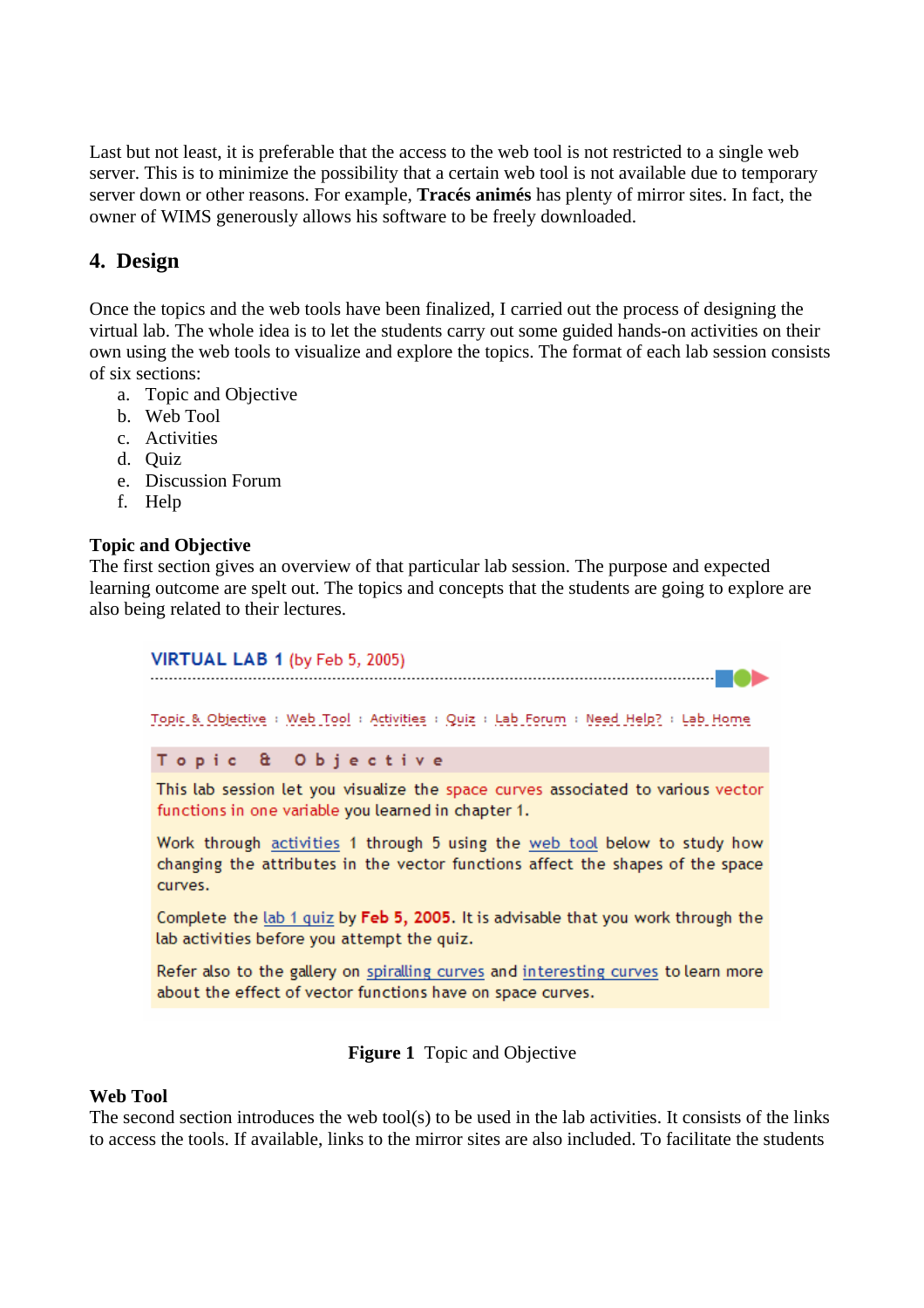Last but not least, it is preferable that the access to the web tool is not restricted to a single web server. This is to minimize the possibility that a certain web tool is not available due to temporary server down or other reasons. For example, **Tracés animés** has plenty of mirror sites. In fact, the owner of WIMS generously allows his software to be freely downloaded.

## 4. Design

Once the topics and the web tools have been finalized, I carried out the process of designing the virtual lab. The whole idea is to let the students carry out some guided hands-on activities on their own using the web tools to visualize and explore the topics. The format of each lab session consists of six sections:

a. Topic and Objective
b. Web Tool
c. Activities
d. Quiz
e. Discussion Forum
f. Help

**Topic and Objective**

The first section gives an overview of that particular lab session. The purpose and expected learning outcome are spelt out. The topics and concepts that the students are going to explore are also being related to their lectures.

VIRTUAL LAB 1 (by Feb 5, 2005)

Topic & Objective : Web Tool : Activities : Quiz : Lab Forum : Need Help? : Lab Home

Topic & Objective

This lab session let you visualize the space curves associated to various vector functions in one variable you learned in chapter 1.

Work through activities 1 through 5 using the web tool below to study how changing the attributes in the vector functions affect the shapes of the space curves.

Complete the lab 1 quiz by **Feb 5, 2005**. It is advisable that you work through the lab activities before you attempt the quiz.

Refer also to the gallery on spiralling curves and interesting curves to learn more about the effect of vector functions have on space curves.

**Figure 1** Topic and Objective

**Web Tool**

The second section introduces the web tool(s) to be used in the lab activities. It consists of the links to access the tools. If available, links to the mirror sites are also included. To facilitate the students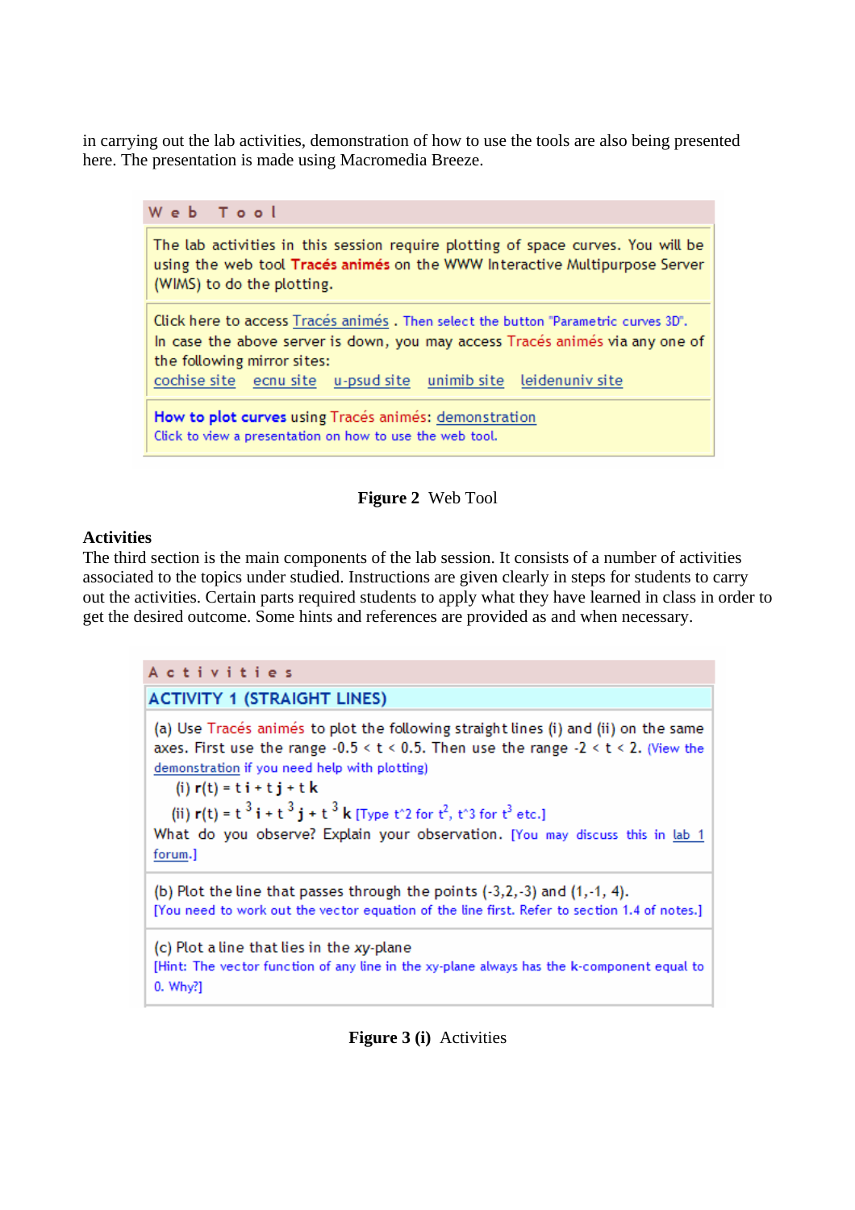in carrying out the lab activities, demonstration of how to use the tools are also being presented here. The presentation is made using Macromedia Breeze.

**Web Tool**

The lab activities in this session require plotting of space curves. You will be using the web tool **Tracés animés** on the WWW Interactive Multipurpose Server (WIMS) to do the plotting.

Click here to access Tracés animés . Then select the button "Parametric curves 3D".
In case the above server is down, you may access Tracés animés via any one of the following mirror sites:
cochise site ecnu site u-psud site unimib site leidenuniv site

**How to plot curves** using Tracés animés: demonstration
Click to view a presentation on how to use the web tool.

**Figure 2** Web Tool

**Activities**
The third section is the main components of the lab session. It consists of a number of activities associated to the topics under studied. Instructions are given clearly in steps for students to carry out the activities. Certain parts required students to apply what they have learned in class in order to get the desired outcome. Some hints and references are provided as and when necessary.

**Activities**

**ACTIVITY 1 (STRAIGHT LINES)**

(a) Use Tracés animés to plot the following straight lines (i) and (ii) on the same axes. First use the range $-0.5 < t < 0.5$. Then use the range $-2 < t < 2$. (View the demonstration if you need help with plotting)

(i) $\mathbf{r}(t) = t\,\mathbf{i} + t\,\mathbf{j} + t\,\mathbf{k}$

(ii) $\mathbf{r}(t) = t^3\,\mathbf{i} + t^3\,\mathbf{j} + t^3\,\mathbf{k}$ [Type t^2 for $t^2$, t^3 for $t^3$ etc.]

What do you observe? Explain your observation. [You may discuss this in lab 1 forum.]

(b) Plot the line that passes through the points (-3,2,-3) and (1,-1, 4).
[You need to work out the vector equation of the line first. Refer to section 1.4 of notes.]

(c) Plot a line that lies in the xy-plane
[Hint: The vector function of any line in the xy-plane always has the k-component equal to 0. Why?]

**Figure 3 (i)** Activities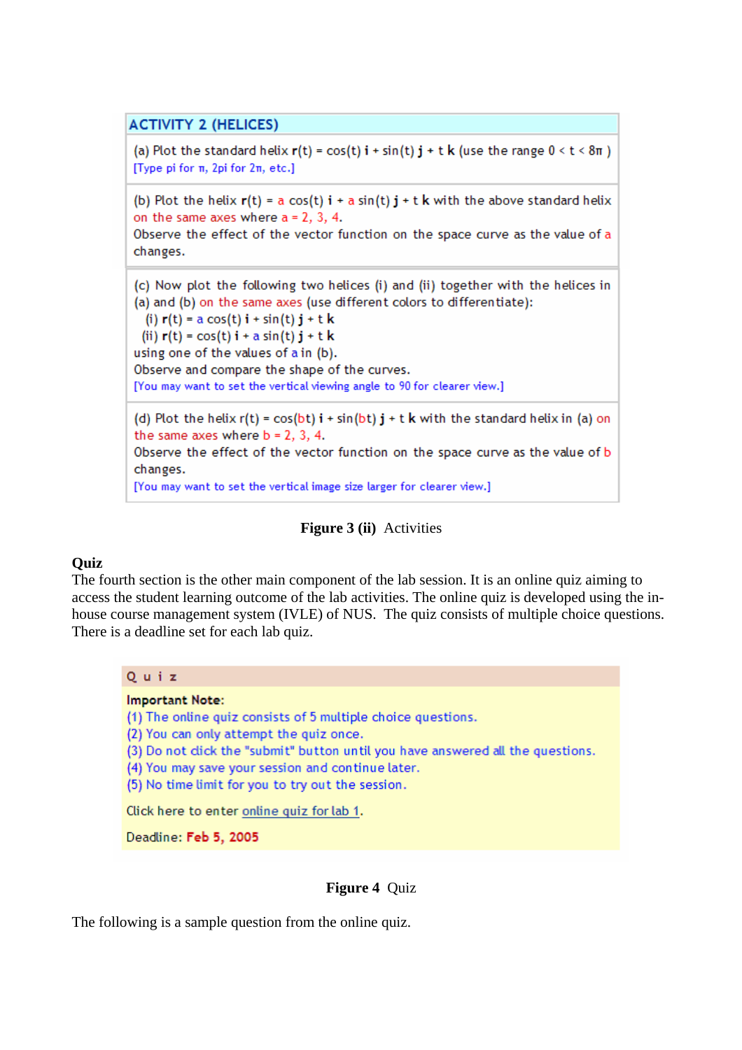**ACTIVITY 2 (HELICES)**

(a) Plot the standard helix $\mathbf{r}(t) = \cos(t)\,\mathbf{i} + \sin(t)\,\mathbf{j} + t\,\mathbf{k}$ (use the range $0 < t < 8\pi$ )
[Type pi for π, 2pi for 2π, etc.]

(b) Plot the helix $\mathbf{r}(t) = a\cos(t)\,\mathbf{i} + a\sin(t)\,\mathbf{j} + t\,\mathbf{k}$ with the above standard helix on the same axes where $a = 2, 3, 4$.
Observe the effect of the vector function on the space curve as the value of $a$ changes.

(c) Now plot the following two helices (i) and (ii) together with the helices in (a) and (b) on the same axes (use different colors to differentiate):
(i) $\mathbf{r}(t) = a\cos(t)\,\mathbf{i} + \sin(t)\,\mathbf{j} + t\,\mathbf{k}$
(ii) $\mathbf{r}(t) = \cos(t)\,\mathbf{i} + a\sin(t)\,\mathbf{j} + t\,\mathbf{k}$
using one of the values of $a$ in (b).
Observe and compare the shape of the curves.
[You may want to set the vertical viewing angle to 90 for clearer view.]

(d) Plot the helix $r(t) = \cos(bt)\,\mathbf{i} + \sin(bt)\,\mathbf{j} + t\,\mathbf{k}$ with the standard helix in (a) on the same axes where $b = 2, 3, 4$.
Observe the effect of the vector function on the space curve as the value of $b$ changes.
[You may want to set the vertical image size larger for clearer view.]

**Figure 3 (ii)** Activities

**Quiz**

The fourth section is the other main component of the lab session. It is an online quiz aiming to access the student learning outcome of the lab activities. The online quiz is developed using the in-house course management system (IVLE) of NUS. The quiz consists of multiple choice questions. There is a deadline set for each lab quiz.

**Quiz**

**Important Note:**
(1) The online quiz consists of 5 multiple choice questions.
(2) You can only attempt the quiz once.
(3) Do not click the "submit" button until you have answered all the questions.
(4) You may save your session and continue later.
(5) No time limit for you to try out the session.

Click here to enter online quiz for lab 1.

Deadline: **Feb 5, 2005**

**Figure 4** Quiz

The following is a sample question from the online quiz.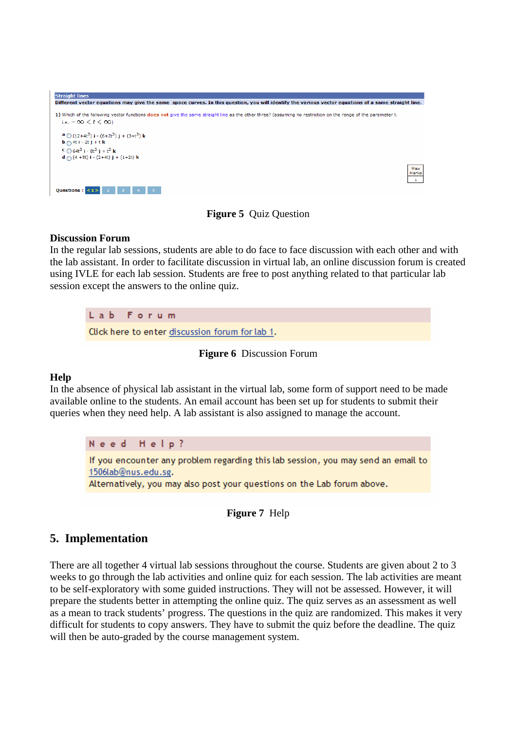Straight lines

Different vector equations may give the same space curves. In this question, you will identify the various vector equations of a same straight line.

1) Which of the following vector functions **does not** give the same straight line as the other three? (assuming no restriction on the range of the parameter t.

i.e. $-\infty < t < \infty$)

a $(12+4t^3)$ **i** - $(6+2t^3)$ **j** + $(3+t^3)$ **k**
b $4t$ **i** - $2t$ **j** + $t$ **k**
c $64t^3$ **i** - $8t^3$ **j** + $t^3$ **k**
d $(4+8t)$ **i** - $(2+4t)$ **j** + $(1+2t)$ **k**

Max Marks 1

Questions : < 1 > 2 3 4 5

**Figure 5** Quiz Question

**Discussion Forum**

In the regular lab sessions, students are able to do face to face discussion with each other and with the lab assistant. In order to facilitate discussion in virtual lab, an online discussion forum is created using IVLE for each lab session. Students are free to post anything related to that particular lab session except the answers to the online quiz.

Lab Forum

Click here to enter discussion forum for lab 1.

**Figure 6** Discussion Forum

**Help**

In the absence of physical lab assistant in the virtual lab, some form of support need to be made available online to the students. An email account has been set up for students to submit their queries when they need help. A lab assistant is also assigned to manage the account.

Need Help?

If you encounter any problem regarding this lab session, you may send an email to 1506lab@nus.edu.sg.
Alternatively, you may also post your questions on the Lab forum above.

**Figure 7** Help

## 5. Implementation

There are all together 4 virtual lab sessions throughout the course. Students are given about 2 to 3 weeks to go through the lab activities and online quiz for each session. The lab activities are meant to be self-exploratory with some guided instructions. They will not be assessed. However, it will prepare the students better in attempting the online quiz. The quiz serves as an assessment as well as a mean to track students' progress. The questions in the quiz are randomized. This makes it very difficult for students to copy answers. They have to submit the quiz before the deadline. The quiz will then be auto-graded by the course management system.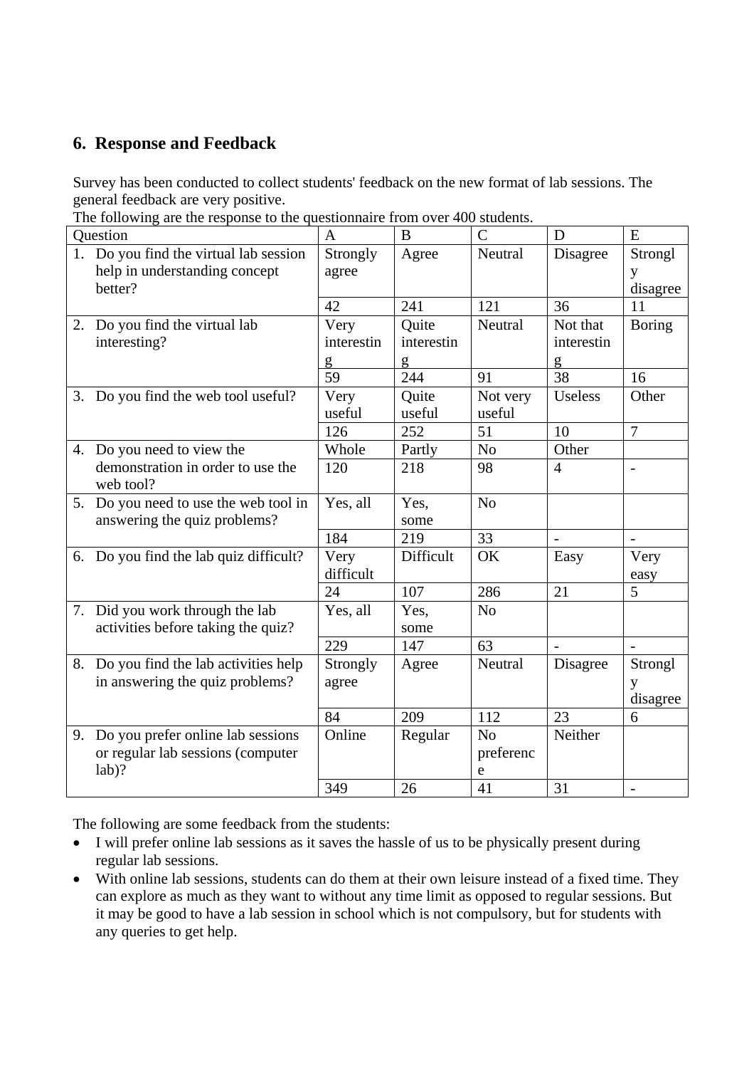## 6. Response and Feedback

Survey has been conducted to collect students' feedback on the new format of lab sessions. The general feedback are very positive.

The following are the response to the questionnaire from over 400 students.

| Question | A | B | C | D | E |
|---|---|---|---|---|---|
| 1. Do you find the virtual lab session help in understanding concept better? | Strongly agree | Agree | Neutral | Disagree | Strongly disagree |
| | 42 | 241 | 121 | 36 | 11 |
| 2. Do you find the virtual lab interesting? | Very interesting | Quite interesting | Neutral | Not that interesting | Boring |
| | 59 | 244 | 91 | 38 | 16 |
| 3. Do you find the web tool useful? | Very useful | Quite useful | Not very useful | Useless | Other |
| | 126 | 252 | 51 | 10 | 7 |
| 4. Do you need to view the demonstration in order to use the web tool? | Whole | Partly | No | Other | |
| | 120 | 218 | 98 | 4 | - |
| 5. Do you need to use the web tool in answering the quiz problems? | Yes, all | Yes, some | No | | |
| | 184 | 219 | 33 | - | - |
| 6. Do you find the lab quiz difficult? | Very difficult | Difficult | OK | Easy | Very easy |
| | 24 | 107 | 286 | 21 | 5 |
| 7. Did you work through the lab activities before taking the quiz? | Yes, all | Yes, some | No | | |
| | 229 | 147 | 63 | - | - |
| 8. Do you find the lab activities help in answering the quiz problems? | Strongly agree | Agree | Neutral | Disagree | Strongly disagree |
| | 84 | 209 | 112 | 23 | 6 |
| 9. Do you prefer online lab sessions or regular lab sessions (computer lab)? | Online | Regular | No preference | Neither | |
| | 349 | 26 | 41 | 31 | - |

The following are some feedback from the students:

- I will prefer online lab sessions as it saves the hassle of us to be physically present during regular lab sessions.
- With online lab sessions, students can do them at their own leisure instead of a fixed time. They can explore as much as they want to without any time limit as opposed to regular sessions. But it may be good to have a lab session in school which is not compulsory, but for students with any queries to get help.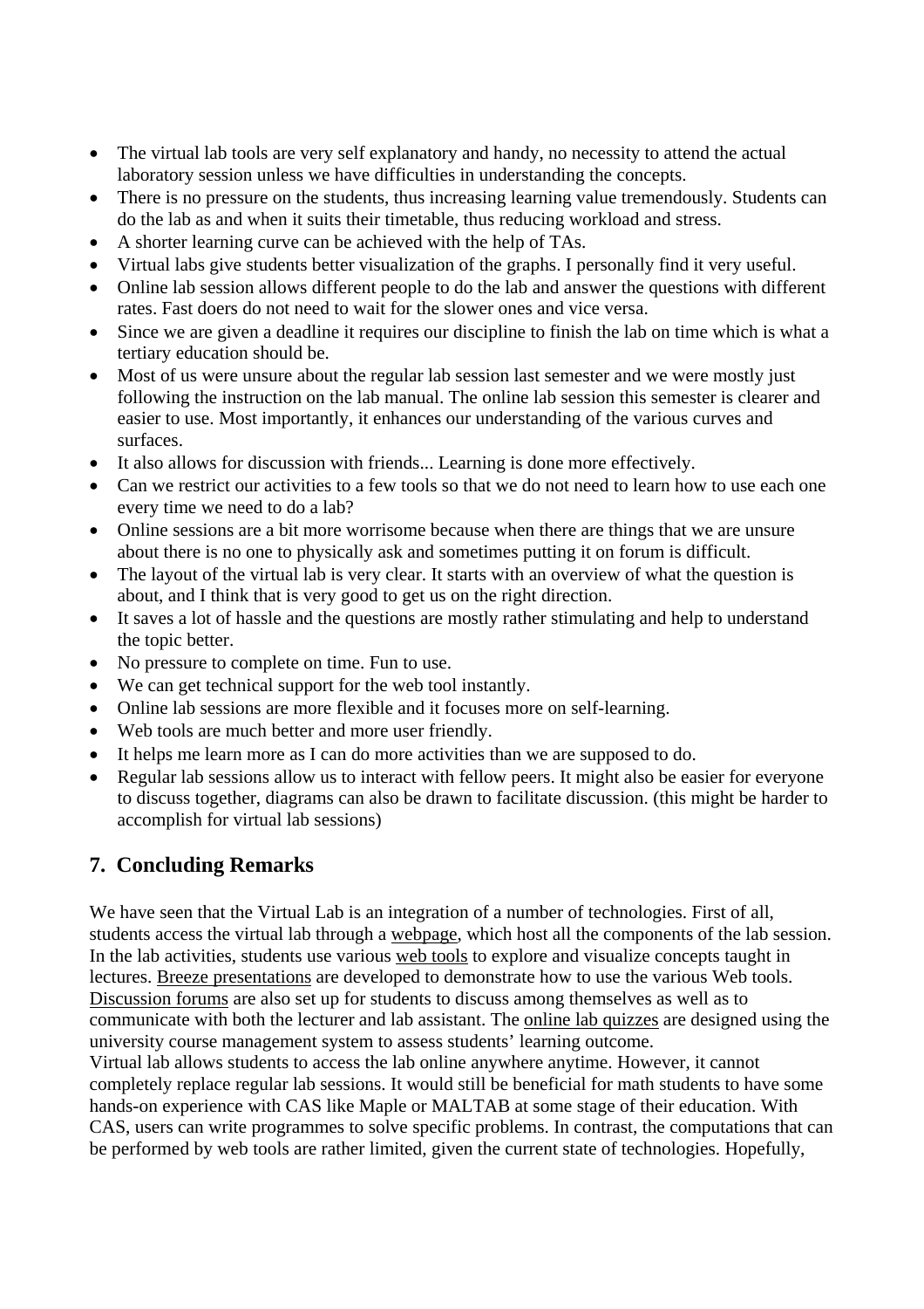- The virtual lab tools are very self explanatory and handy, no necessity to attend the actual laboratory session unless we have difficulties in understanding the concepts.
- There is no pressure on the students, thus increasing learning value tremendously. Students can do the lab as and when it suits their timetable, thus reducing workload and stress.
- A shorter learning curve can be achieved with the help of TAs.
- Virtual labs give students better visualization of the graphs. I personally find it very useful.
- Online lab session allows different people to do the lab and answer the questions with different rates. Fast doers do not need to wait for the slower ones and vice versa.
- Since we are given a deadline it requires our discipline to finish the lab on time which is what a tertiary education should be.
- Most of us were unsure about the regular lab session last semester and we were mostly just following the instruction on the lab manual. The online lab session this semester is clearer and easier to use. Most importantly, it enhances our understanding of the various curves and surfaces.
- It also allows for discussion with friends... Learning is done more effectively.
- Can we restrict our activities to a few tools so that we do not need to learn how to use each one every time we need to do a lab?
- Online sessions are a bit more worrisome because when there are things that we are unsure about there is no one to physically ask and sometimes putting it on forum is difficult.
- The layout of the virtual lab is very clear. It starts with an overview of what the question is about, and I think that is very good to get us on the right direction.
- It saves a lot of hassle and the questions are mostly rather stimulating and help to understand the topic better.
- No pressure to complete on time. Fun to use.
- We can get technical support for the web tool instantly.
- Online lab sessions are more flexible and it focuses more on self-learning.
- Web tools are much better and more user friendly.
- It helps me learn more as I can do more activities than we are supposed to do.
- Regular lab sessions allow us to interact with fellow peers. It might also be easier for everyone to discuss together, diagrams can also be drawn to facilitate discussion. (this might be harder to accomplish for virtual lab sessions)

## 7. Concluding Remarks

We have seen that the Virtual Lab is an integration of a number of technologies. First of all, students access the virtual lab through a webpage, which host all the components of the lab session. In the lab activities, students use various web tools to explore and visualize concepts taught in lectures. Breeze presentations are developed to demonstrate how to use the various Web tools. Discussion forums are also set up for students to discuss among themselves as well as to communicate with both the lecturer and lab assistant. The online lab quizzes are designed using the university course management system to assess students' learning outcome.

Virtual lab allows students to access the lab online anywhere anytime. However, it cannot completely replace regular lab sessions. It would still be beneficial for math students to have some hands-on experience with CAS like Maple or MALTAB at some stage of their education. With CAS, users can write programmes to solve specific problems. In contrast, the computations that can be performed by web tools are rather limited, given the current state of technologies. Hopefully,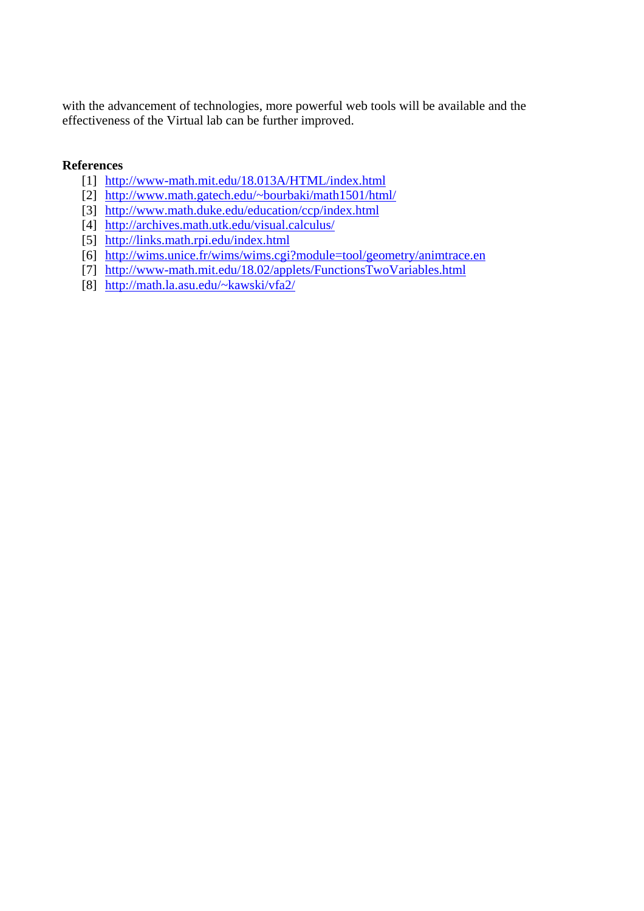with the advancement of technologies, more powerful web tools will be available and the effectiveness of the Virtual lab can be further improved.

**References**

[1] http://www-math.mit.edu/18.013A/HTML/index.html
[2] http://www.math.gatech.edu/~bourbaki/math1501/html/
[3] http://www.math.duke.edu/education/ccp/index.html
[4] http://archives.math.utk.edu/visual.calculus/
[5] http://links.math.rpi.edu/index.html
[6] http://wims.unice.fr/wims/wims.cgi?module=tool/geometry/animtrace.en
[7] http://www-math.mit.edu/18.02/applets/FunctionsTwoVariables.html
[8] http://math.la.asu.edu/~kawski/vfa2/